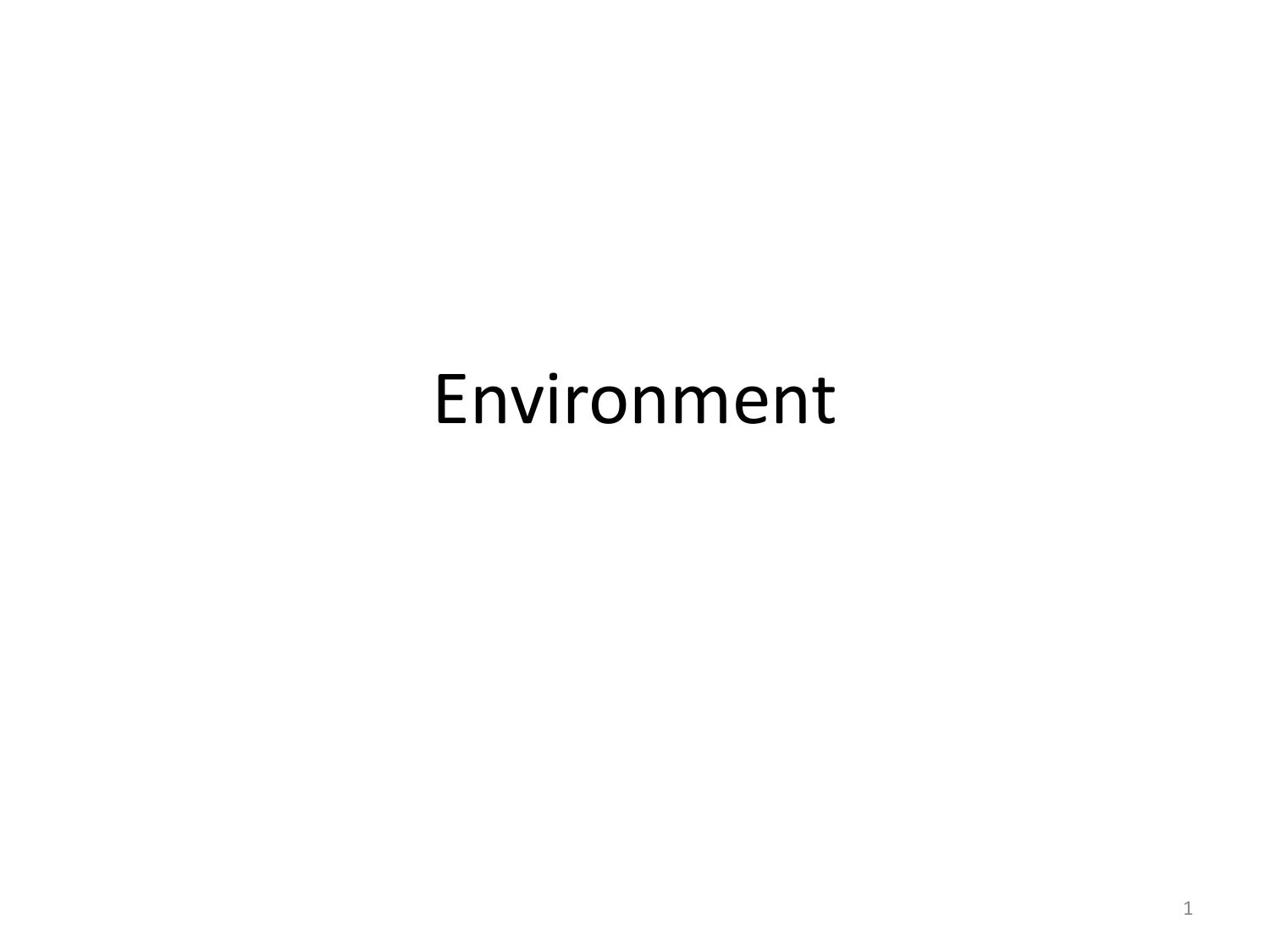# Environment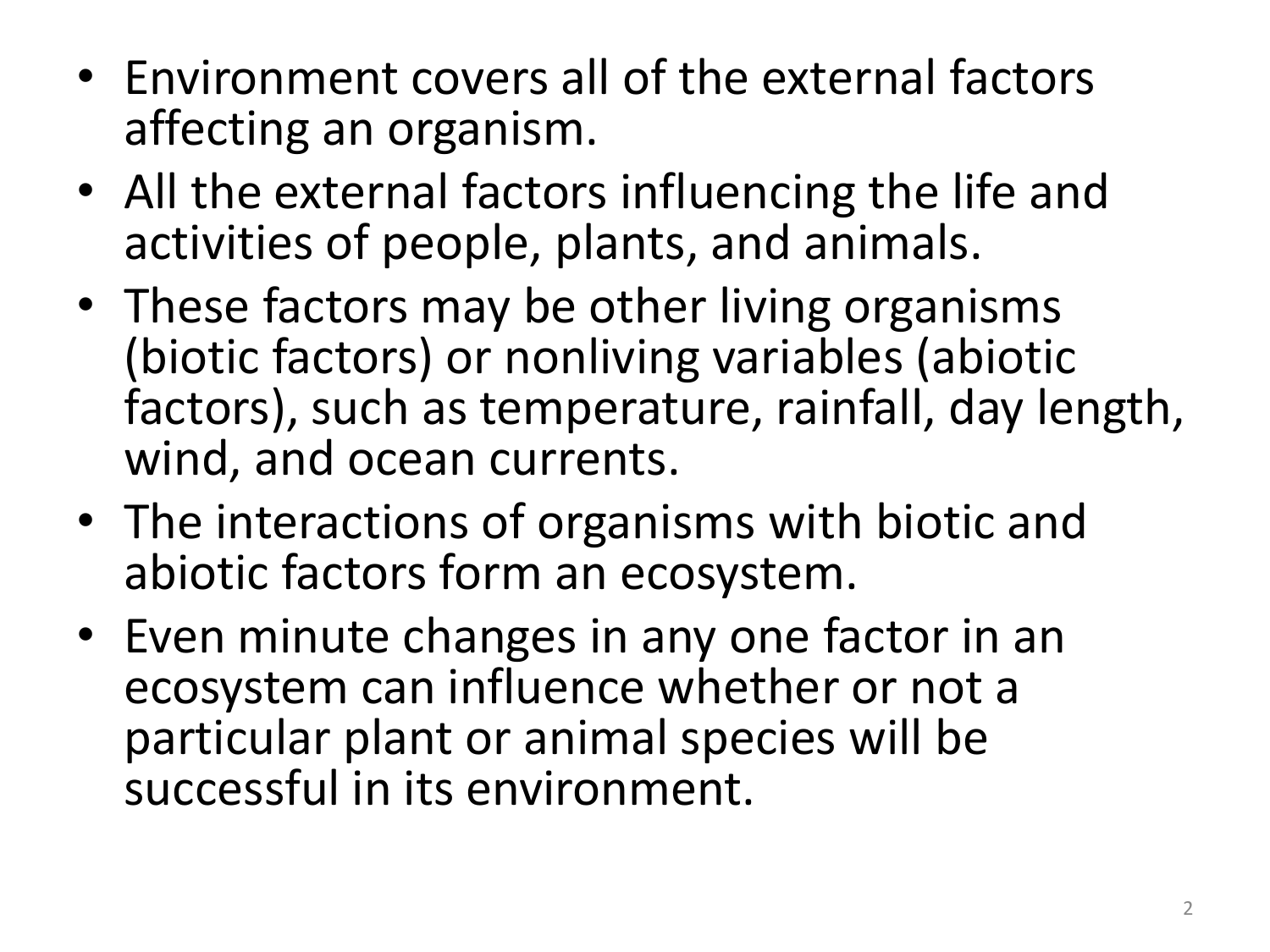- Environment covers all of the external factors affecting an organism.
- All the external factors influencing the life and activities of people, plants, and animals.
- These factors may be other living organisms (biotic factors) or nonliving variables (abiotic factors), such as temperature, rainfall, day length, wind, and ocean currents.
- The interactions of organisms with biotic and abiotic factors form an ecosystem.
- Even minute changes in any one factor in an ecosystem can influence whether or not a particular plant or animal species will be successful in its environment.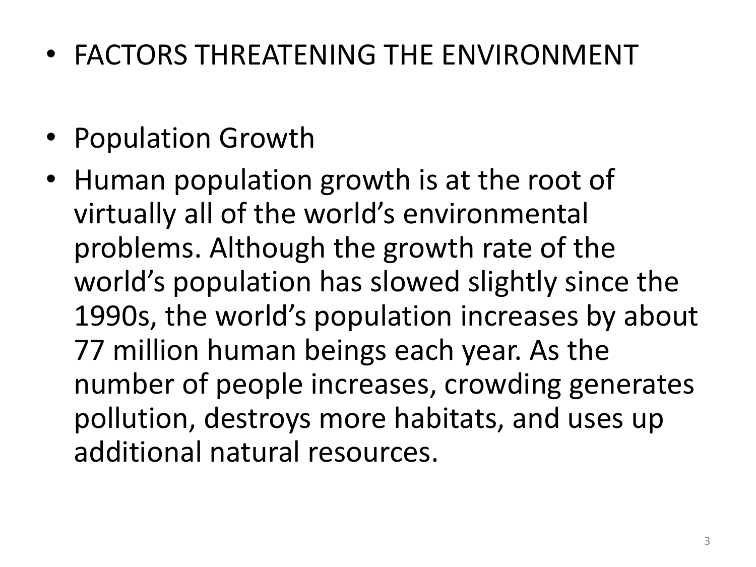- FACTORS THREATENING THE ENVIRONMENT

- Population Growth
- Human population growth is at the root of virtually all of the world's environmental problems. Although the growth rate of the world's population has slowed slightly since the 1990s, the world's population increases by about 77 million human beings each year. As the number of people increases, crowding generates pollution, destroys more habitats, and uses up additional natural resources.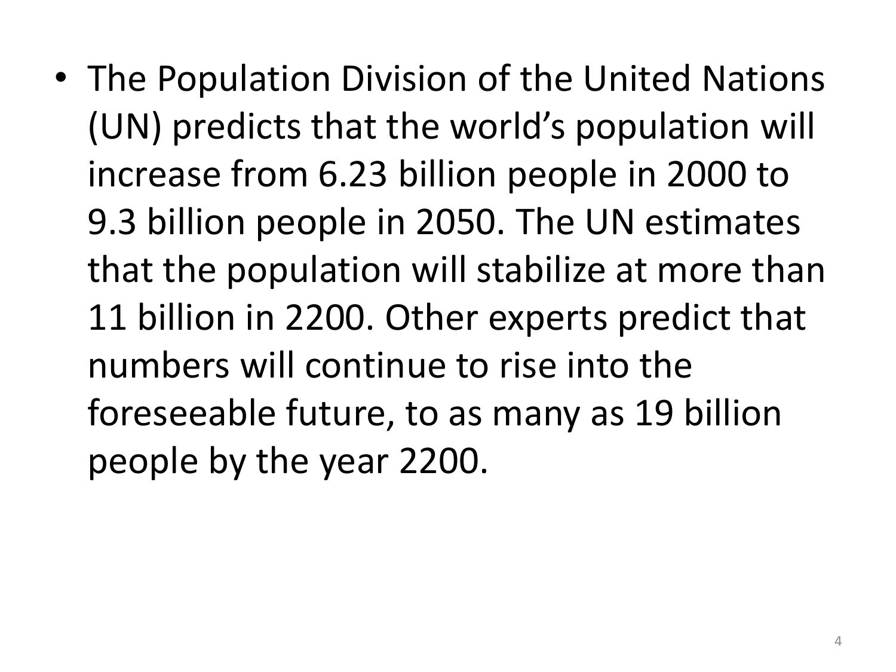- The Population Division of the United Nations (UN) predicts that the world's population will increase from 6.23 billion people in 2000 to 9.3 billion people in 2050. The UN estimates that the population will stabilize at more than 11 billion in 2200. Other experts predict that numbers will continue to rise into the foreseeable future, to as many as 19 billion people by the year 2200.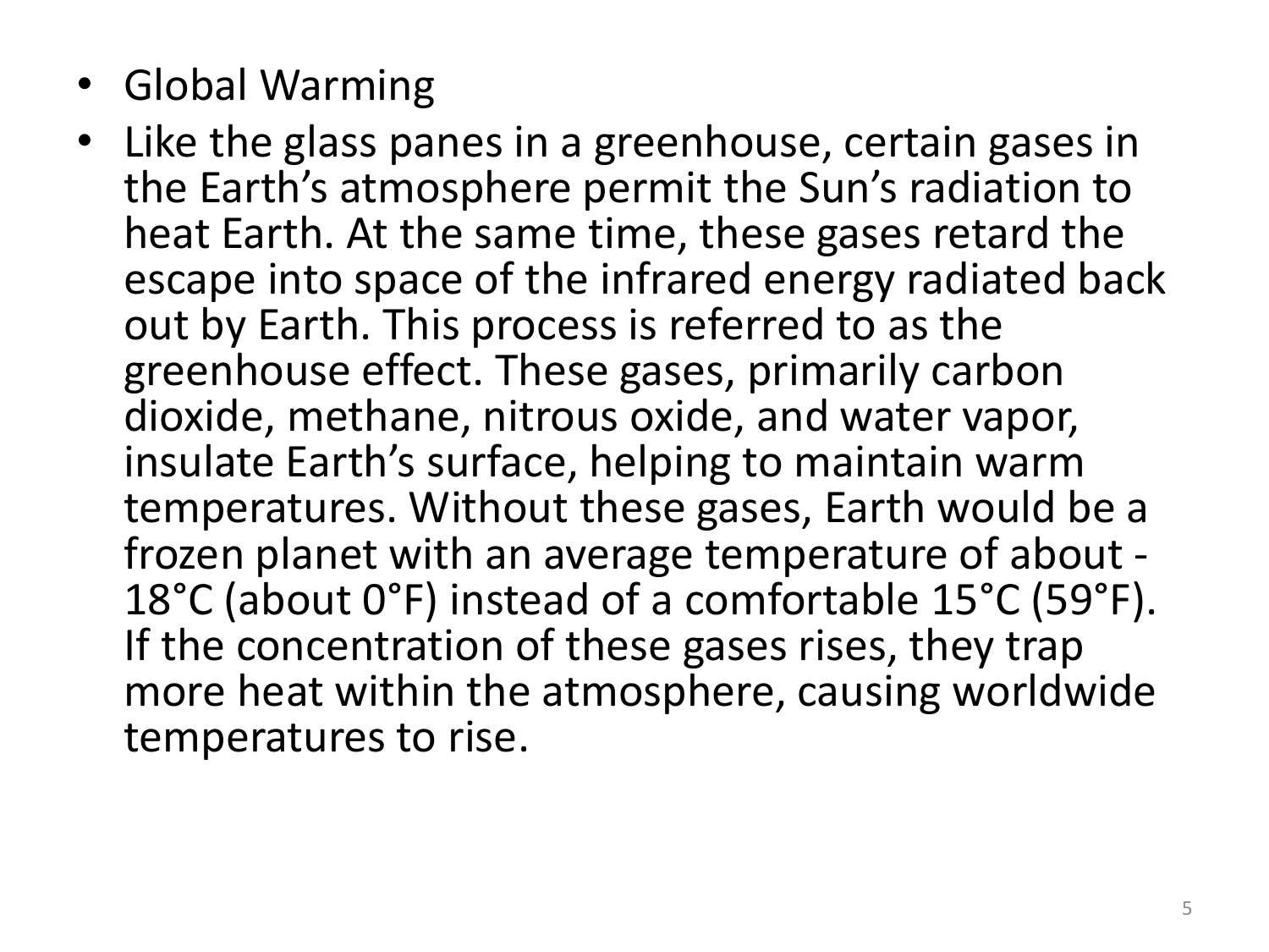- Global Warming
- Like the glass panes in a greenhouse, certain gases in the Earth's atmosphere permit the Sun's radiation to heat Earth. At the same time, these gases retard the escape into space of the infrared energy radiated back out by Earth. This process is referred to as the greenhouse effect. These gases, primarily carbon dioxide, methane, nitrous oxide, and water vapor, insulate Earth's surface, helping to maintain warm temperatures. Without these gases, Earth would be a frozen planet with an average temperature of about -18°C (about 0°F) instead of a comfortable 15°C (59°F). If the concentration of these gases rises, they trap more heat within the atmosphere, causing worldwide temperatures to rise.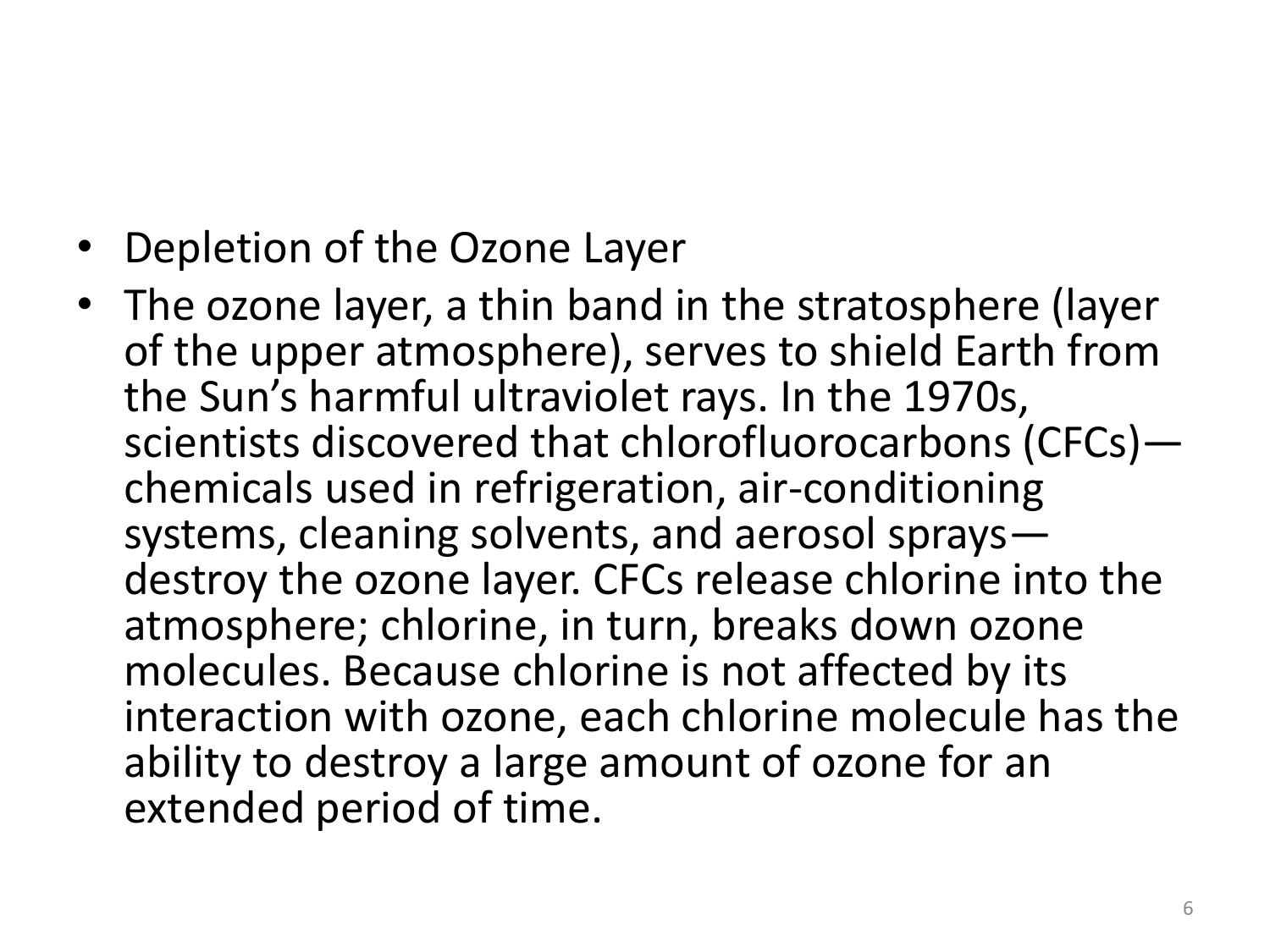- Depletion of the Ozone Layer
- The ozone layer, a thin band in the stratosphere (layer of the upper atmosphere), serves to shield Earth from the Sun's harmful ultraviolet rays. In the 1970s, scientists discovered that chlorofluorocarbons (CFCs)—chemicals used in refrigeration, air-conditioning systems, cleaning solvents, and aerosol sprays—destroy the ozone layer. CFCs release chlorine into the atmosphere; chlorine, in turn, breaks down ozone molecules. Because chlorine is not affected by its interaction with ozone, each chlorine molecule has the ability to destroy a large amount of ozone for an extended period of time.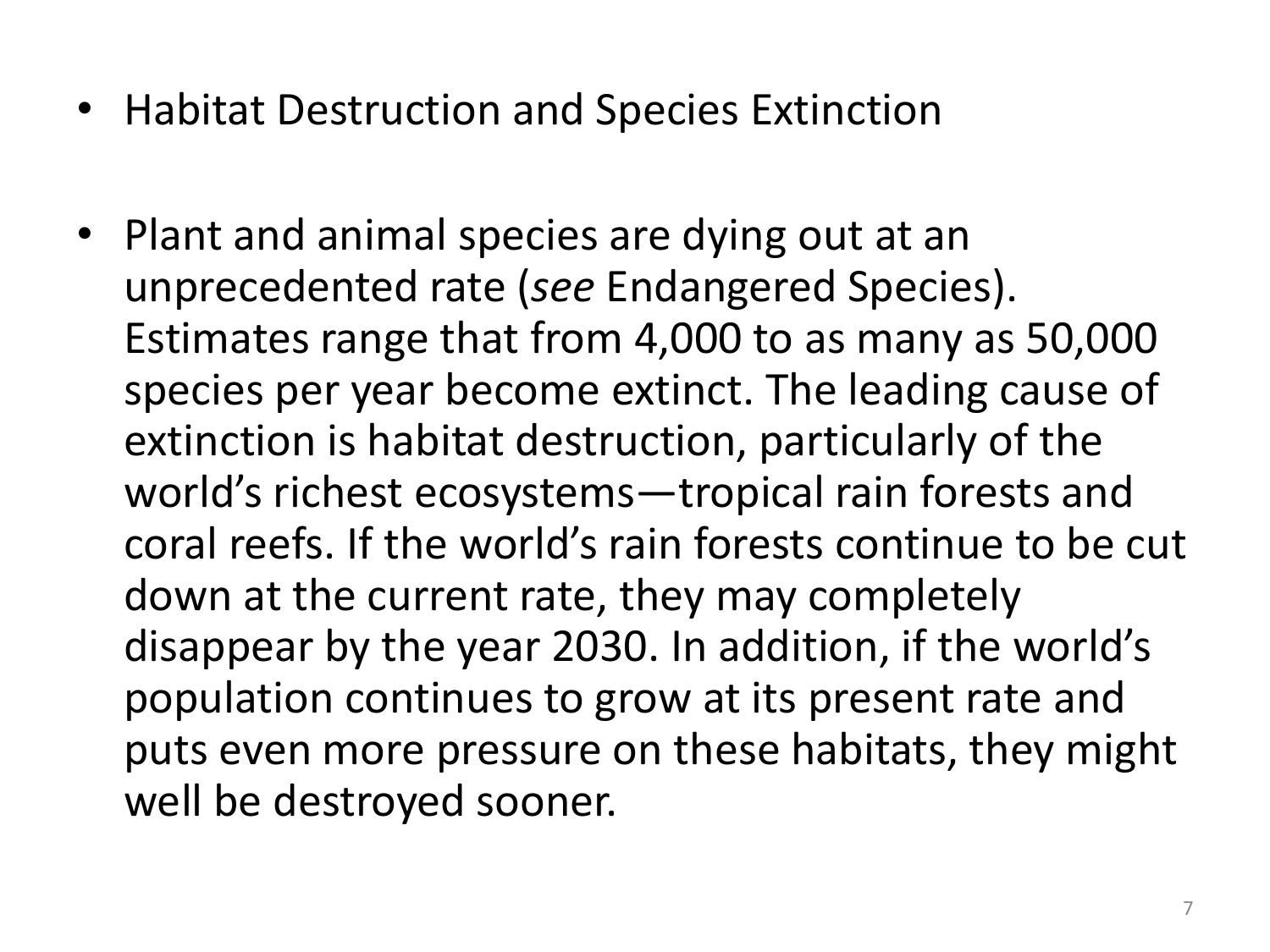- Habitat Destruction and Species Extinction

- Plant and animal species are dying out at an unprecedented rate (*see* Endangered Species). Estimates range that from 4,000 to as many as 50,000 species per year become extinct. The leading cause of extinction is habitat destruction, particularly of the world's richest ecosystems—tropical rain forests and coral reefs. If the world's rain forests continue to be cut down at the current rate, they may completely disappear by the year 2030. In addition, if the world's population continues to grow at its present rate and puts even more pressure on these habitats, they might well be destroyed sooner.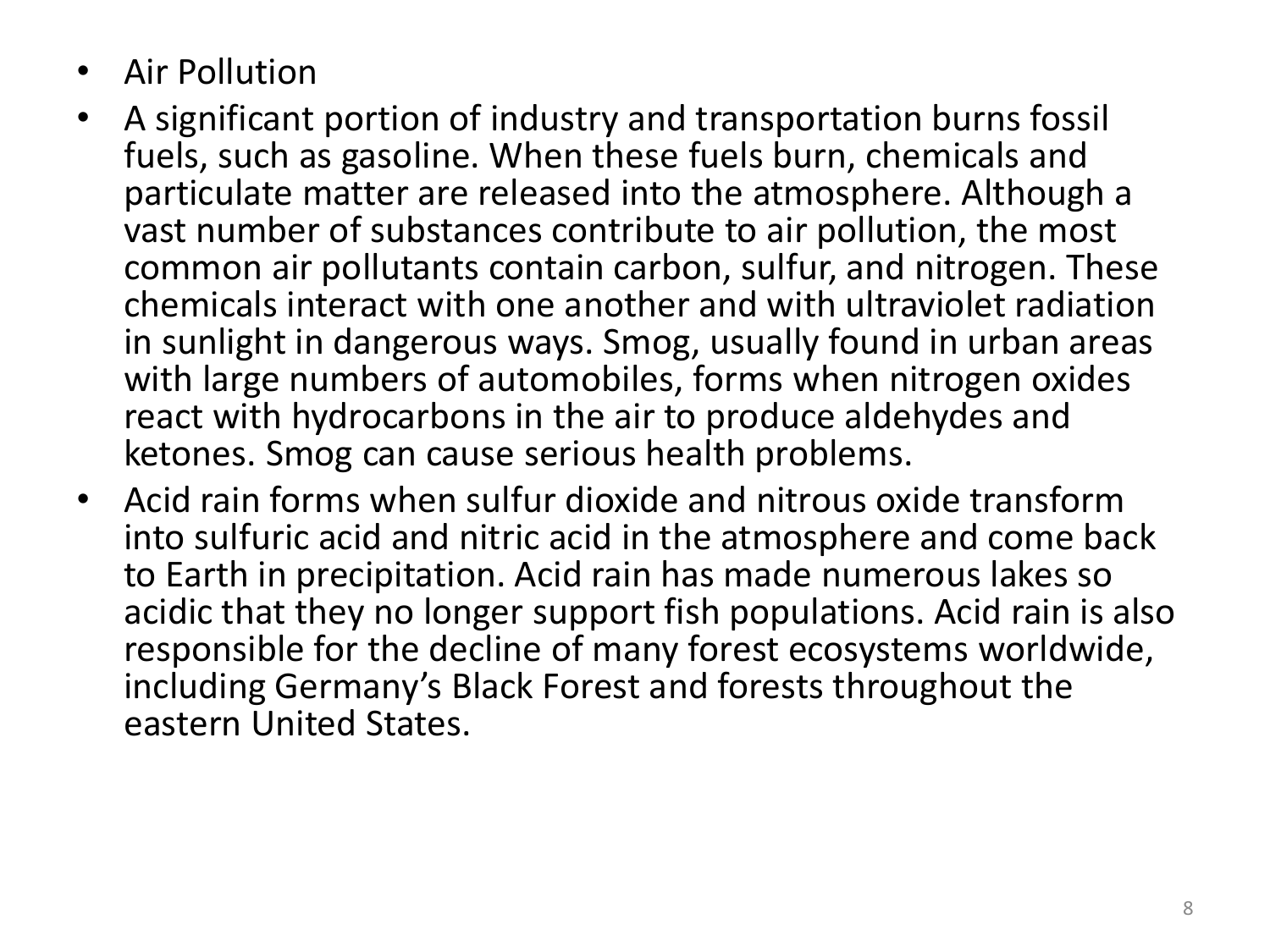- Air Pollution
- A significant portion of industry and transportation burns fossil fuels, such as gasoline. When these fuels burn, chemicals and particulate matter are released into the atmosphere. Although a vast number of substances contribute to air pollution, the most common air pollutants contain carbon, sulfur, and nitrogen. These chemicals interact with one another and with ultraviolet radiation in sunlight in dangerous ways. Smog, usually found in urban areas with large numbers of automobiles, forms when nitrogen oxides react with hydrocarbons in the air to produce aldehydes and ketones. Smog can cause serious health problems.
- Acid rain forms when sulfur dioxide and nitrous oxide transform into sulfuric acid and nitric acid in the atmosphere and come back to Earth in precipitation. Acid rain has made numerous lakes so acidic that they no longer support fish populations. Acid rain is also responsible for the decline of many forest ecosystems worldwide, including Germany's Black Forest and forests throughout the eastern United States.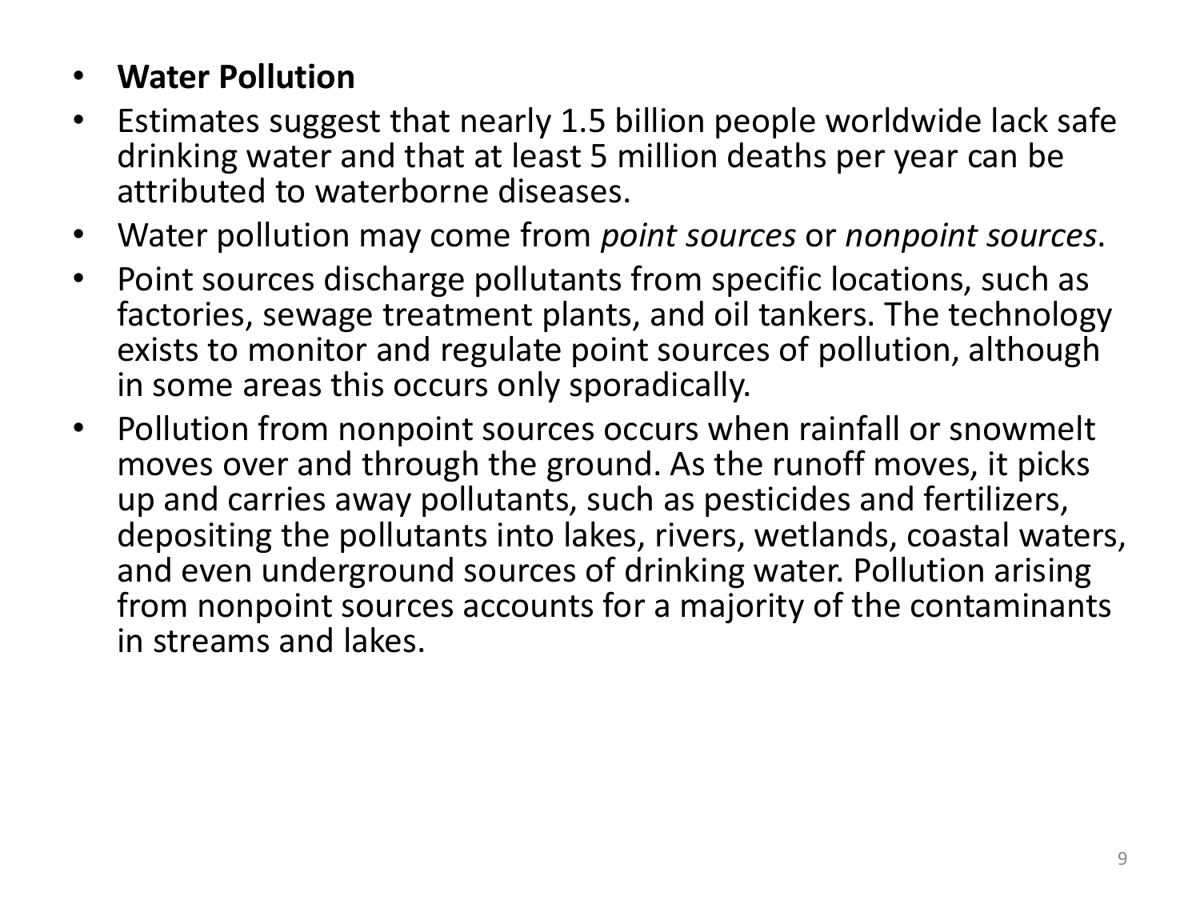- **Water Pollution**
- Estimates suggest that nearly 1.5 billion people worldwide lack safe drinking water and that at least 5 million deaths per year can be attributed to waterborne diseases.
- Water pollution may come from *point sources* or *nonpoint sources*.
- Point sources discharge pollutants from specific locations, such as factories, sewage treatment plants, and oil tankers. The technology exists to monitor and regulate point sources of pollution, although in some areas this occurs only sporadically.
- Pollution from nonpoint sources occurs when rainfall or snowmelt moves over and through the ground. As the runoff moves, it picks up and carries away pollutants, such as pesticides and fertilizers, depositing the pollutants into lakes, rivers, wetlands, coastal waters, and even underground sources of drinking water. Pollution arising from nonpoint sources accounts for a majority of the contaminants in streams and lakes.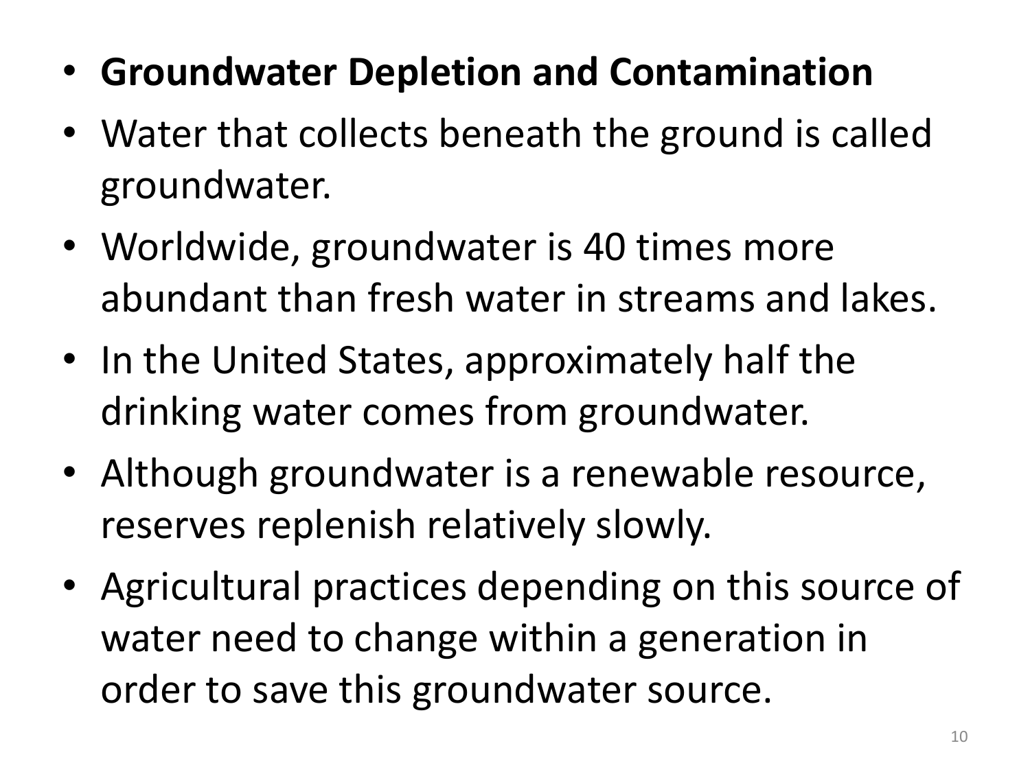- **Groundwater Depletion and Contamination**
- Water that collects beneath the ground is called groundwater.
- Worldwide, groundwater is 40 times more abundant than fresh water in streams and lakes.
- In the United States, approximately half the drinking water comes from groundwater.
- Although groundwater is a renewable resource, reserves replenish relatively slowly.
- Agricultural practices depending on this source of water need to change within a generation in order to save this groundwater source.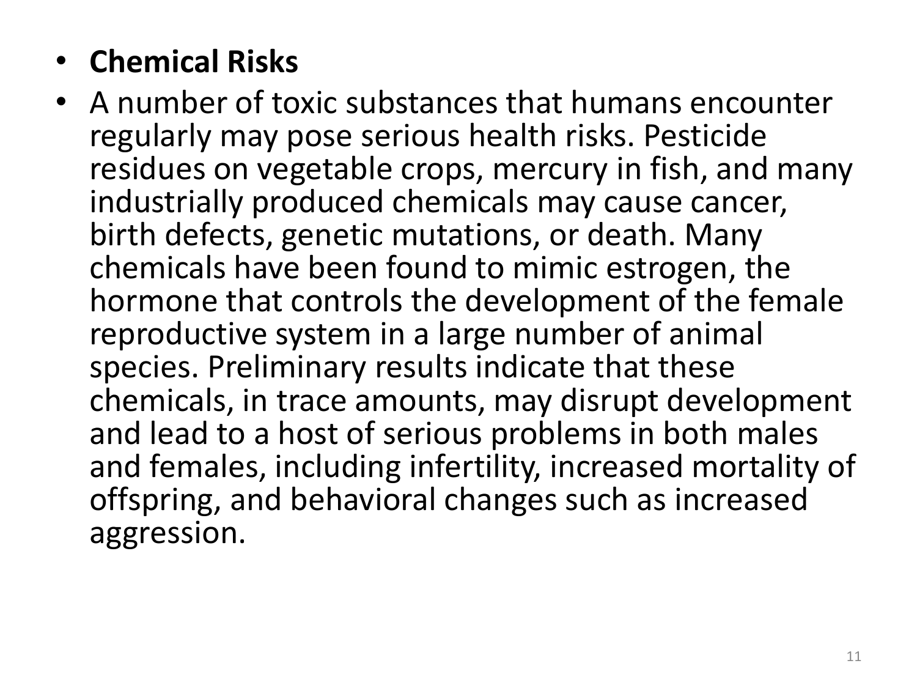- **Chemical Risks**
- A number of toxic substances that humans encounter regularly may pose serious health risks. Pesticide residues on vegetable crops, mercury in fish, and many industrially produced chemicals may cause cancer, birth defects, genetic mutations, or death. Many chemicals have been found to mimic estrogen, the hormone that controls the development of the female reproductive system in a large number of animal species. Preliminary results indicate that these chemicals, in trace amounts, may disrupt development and lead to a host of serious problems in both males and females, including infertility, increased mortality of offspring, and behavioral changes such as increased aggression.